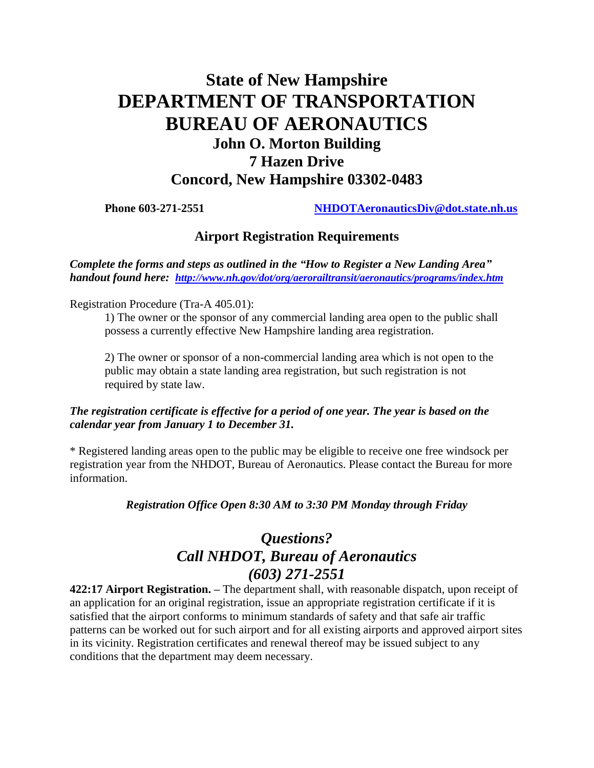# State of New Hampshire
# DEPARTMENT OF TRANSPORTATION
# BUREAU OF AERONAUTICS
### John O. Morton Building
### 7 Hazen Drive
### Concord, New Hampshire 03302-0483

**Phone 603-271-2551** **NHDOTAeronauticsDiv@dot.state.nh.us**

## Airport Registration Requirements

***Complete the forms and steps as outlined in the "How to Register a New Landing Area" handout found here: http://www.nh.gov/dot/org/aerorailtransit/aeronautics/programs/index.htm***

Registration Procedure (Tra-A 405.01):

1) The owner or the sponsor of any commercial landing area open to the public shall possess a currently effective New Hampshire landing area registration.

2) The owner or sponsor of a non-commercial landing area which is not open to the public may obtain a state landing area registration, but such registration is not required by state law.

***The registration certificate is effective for a period of one year. The year is based on the calendar year from January 1 to December 31.***

* Registered landing areas open to the public may be eligible to receive one free windsock per registration year from the NHDOT, Bureau of Aeronautics. Please contact the Bureau for more information.

***Registration Office Open 8:30 AM to 3:30 PM Monday through Friday***

## *Questions?*
## *Call NHDOT, Bureau of Aeronautics*
## *(603) 271-2551*

**422:17 Airport Registration. –** The department shall, with reasonable dispatch, upon receipt of an application for an original registration, issue an appropriate registration certificate if it is satisfied that the airport conforms to minimum standards of safety and that safe air traffic patterns can be worked out for such airport and for all existing airports and approved airport sites in its vicinity. Registration certificates and renewal thereof may be issued subject to any conditions that the department may deem necessary.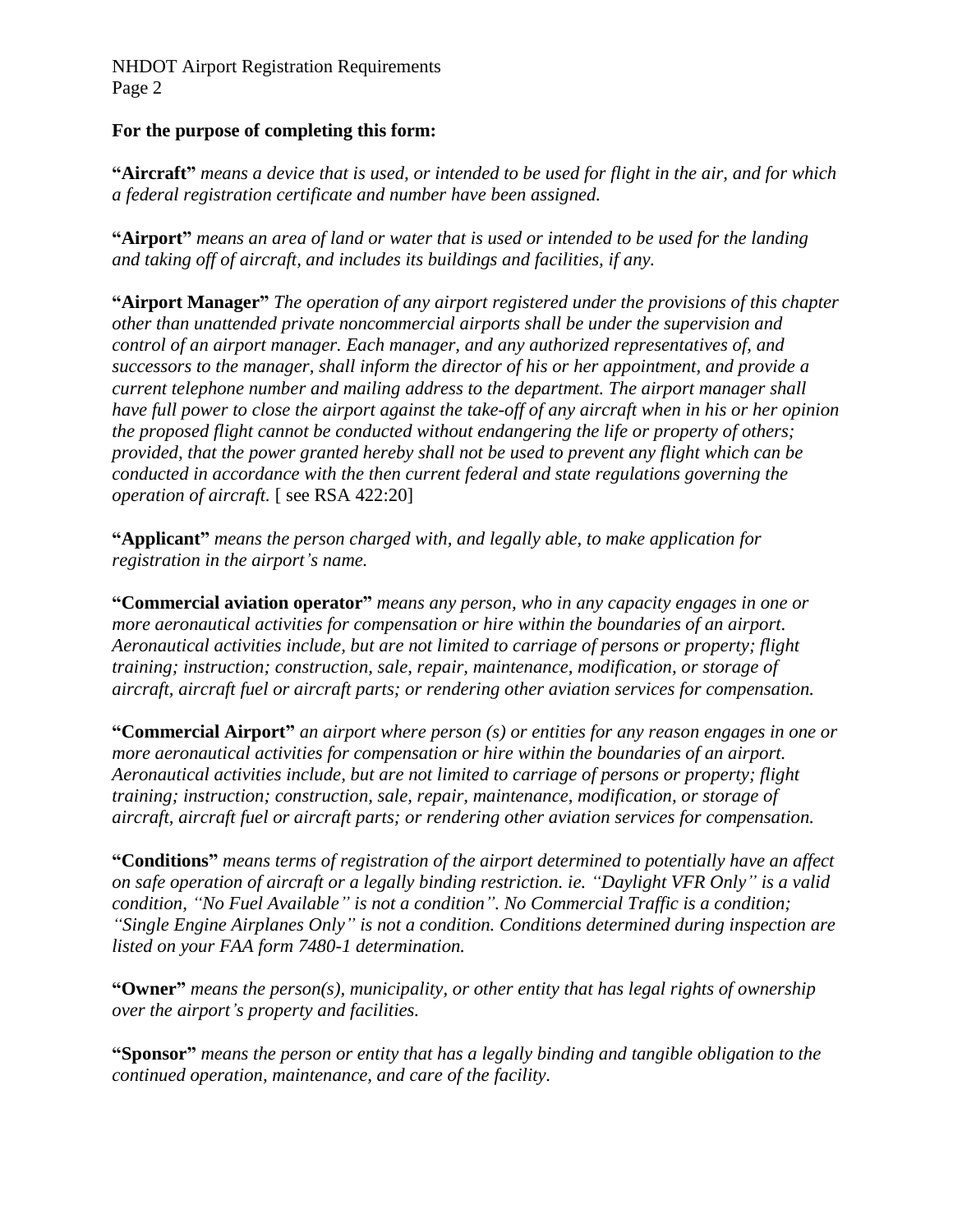**For the purpose of completing this form:**

**"Aircraft"** *means a device that is used, or intended to be used for flight in the air, and for which a federal registration certificate and number have been assigned.*

**"Airport"** *means an area of land or water that is used or intended to be used for the landing and taking off of aircraft, and includes its buildings and facilities, if any.*

**"Airport Manager"** *The operation of any airport registered under the provisions of this chapter other than unattended private noncommercial airports shall be under the supervision and control of an airport manager. Each manager, and any authorized representatives of, and successors to the manager, shall inform the director of his or her appointment, and provide a current telephone number and mailing address to the department. The airport manager shall have full power to close the airport against the take-off of any aircraft when in his or her opinion the proposed flight cannot be conducted without endangering the life or property of others; provided, that the power granted hereby shall not be used to prevent any flight which can be conducted in accordance with the then current federal and state regulations governing the operation of aircraft.* [ see RSA 422:20]

**"Applicant"** *means the person charged with, and legally able, to make application for registration in the airport's name.*

**"Commercial aviation operator"** *means any person, who in any capacity engages in one or more aeronautical activities for compensation or hire within the boundaries of an airport. Aeronautical activities include, but are not limited to carriage of persons or property; flight training; instruction; construction, sale, repair, maintenance, modification, or storage of aircraft, aircraft fuel or aircraft parts; or rendering other aviation services for compensation.*

**"Commercial Airport"** *an airport where person (s) or entities for any reason engages in one or more aeronautical activities for compensation or hire within the boundaries of an airport. Aeronautical activities include, but are not limited to carriage of persons or property; flight training; instruction; construction, sale, repair, maintenance, modification, or storage of aircraft, aircraft fuel or aircraft parts; or rendering other aviation services for compensation.*

**"Conditions"** *means terms of registration of the airport determined to potentially have an affect on safe operation of aircraft or a legally binding restriction. ie. "Daylight VFR Only" is a valid condition, "No Fuel Available" is not a condition". No Commercial Traffic is a condition; "Single Engine Airplanes Only" is not a condition. Conditions determined during inspection are listed on your FAA form 7480-1 determination.*

**"Owner"** *means the person(s), municipality, or other entity that has legal rights of ownership over the airport's property and facilities.*

**"Sponsor"** *means the person or entity that has a legally binding and tangible obligation to the continued operation, maintenance, and care of the facility.*